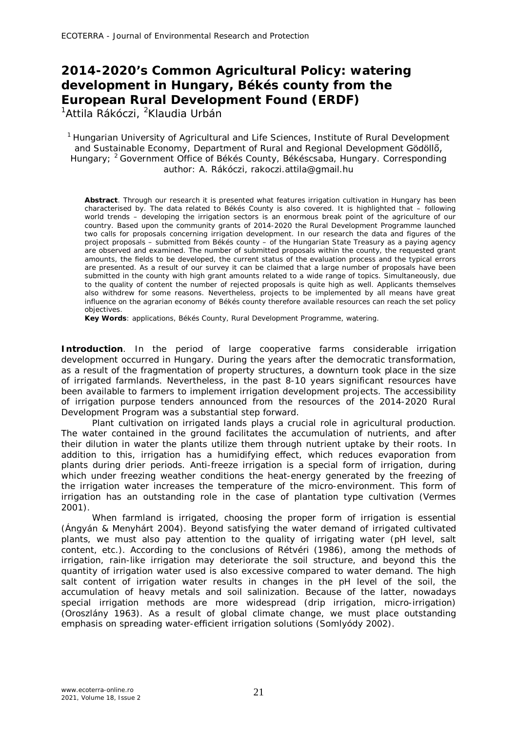# 2014-2020's Common Agricultural Policy: watering development in Hungary, Békés county from the European Rural Development Found (ERDF)

[1]Attila Rákóczi, [2]Klaudia Urbán

[1] Hungarian University of Agricultural and Life Sciences, Institute of Rural Development and Sustainable Economy, Department of Rural and Regional Development Gödöllő, Hungary; [2] Government Office of Békés County, Békéscsaba, Hungary. Corresponding author: A. Rákóczi, rakoczi.attila@gmail.hu

**Abstract**. Through our research it is presented what features irrigation cultivation in Hungary has been characterised by. The data related to Békés County is also covered. It is highlighted that – following world trends – developing the irrigation sectors is an enormous break point of the agriculture of our country. Based upon the community grants of 2014-2020 the Rural Development Programme launched two calls for proposals concerning irrigation development. In our research the data and figures of the project proposals – submitted from Békés county – of the Hungarian State Treasury as a paying agency are observed and examined. The number of submitted proposals within the county, the requested grant amounts, the fields to be developed, the current status of the evaluation process and the typical errors are presented. As a result of our survey it can be claimed that a large number of proposals have been submitted in the county with high grant amounts related to a wide range of topics. Simultaneously, due to the quality of content the number of rejected proposals is quite high as well. Applicants themselves also withdrew for some reasons. Nevertheless, projects to be implemented by all means have great influence on the agrarian economy of Békés county therefore available resources can reach the set policy objectives.

**Key Words**: applications, Békés County, Rural Development Programme, watering.

**Introduction**. In the period of large cooperative farms considerable irrigation development occurred in Hungary. During the years after the democratic transformation, as a result of the fragmentation of property structures, a downturn took place in the size of irrigated farmlands. Nevertheless, in the past 8-10 years significant resources have been available to farmers to implement irrigation development projects. The accessibility of irrigation purpose tenders announced from the resources of the 2014-2020 Rural Development Program was a substantial step forward.

Plant cultivation on irrigated lands plays a crucial role in agricultural production. The water contained in the ground facilitates the accumulation of nutrients, and after their dilution in water the plants utilize them through nutrient uptake by their roots. In addition to this, irrigation has a humidifying effect, which reduces evaporation from plants during drier periods. Anti-freeze irrigation is a special form of irrigation, during which under freezing weather conditions the heat-energy generated by the freezing of the irrigation water increases the temperature of the micro-environment. This form of irrigation has an outstanding role in the case of plantation type cultivation (Vermes 2001).

When farmland is irrigated, choosing the proper form of irrigation is essential (Ángyán & Menyhárt 2004). Beyond satisfying the water demand of irrigated cultivated plants, we must also pay attention to the quality of irrigating water (pH level, salt content, etc.). According to the conclusions of Rétvéri (1986), among the methods of irrigation, rain-like irrigation may deteriorate the soil structure, and beyond this the quantity of irrigation water used is also excessive compared to water demand. The high salt content of irrigation water results in changes in the pH level of the soil, the accumulation of heavy metals and soil salinization. Because of the latter, nowadays special irrigation methods are more widespread (drip irrigation, micro-irrigation) (Oroszlány 1963). As a result of global climate change, we must place outstanding emphasis on spreading water-efficient irrigation solutions (Somlyódy 2002).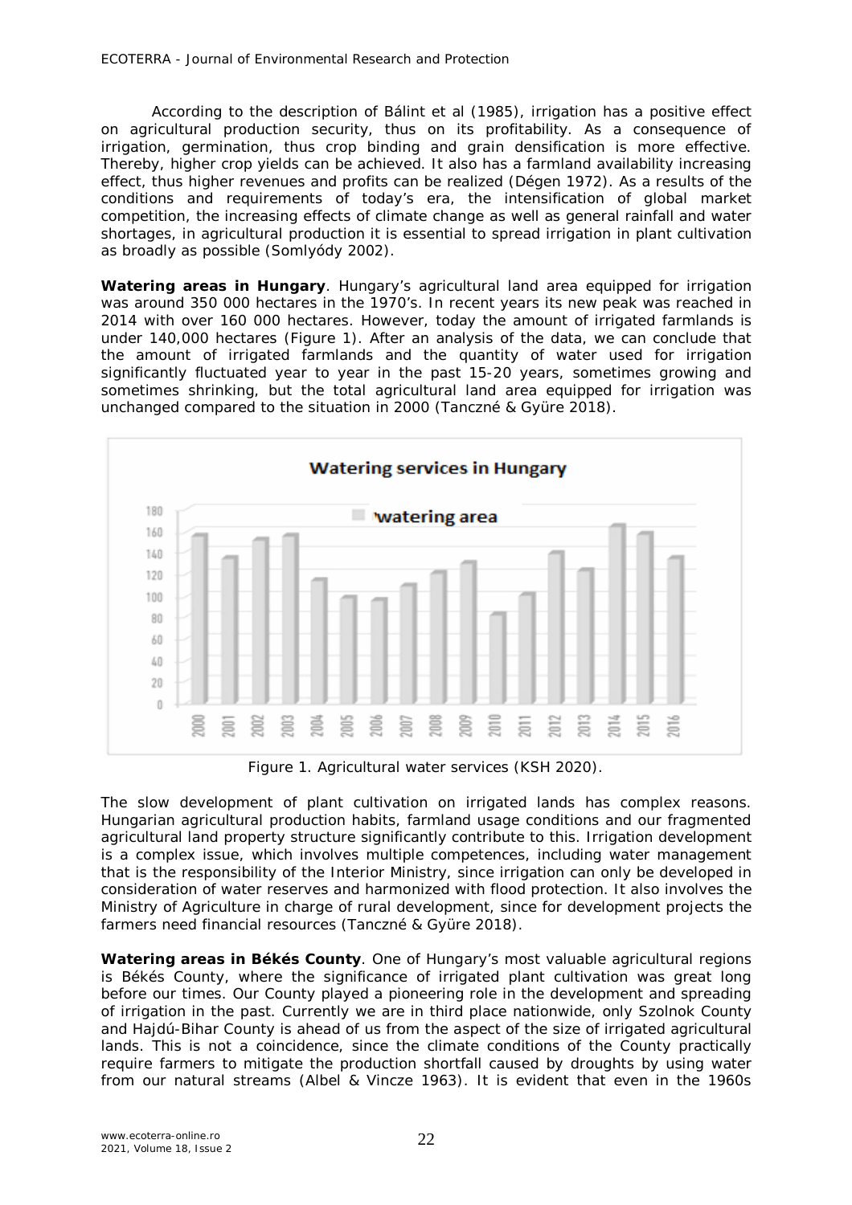According to the description of Bálint et al (1985), irrigation has a positive effect on agricultural production security, thus on its profitability. As a consequence of irrigation, germination, thus crop binding and grain densification is more effective. Thereby, higher crop yields can be achieved. It also has a farmland availability increasing effect, thus higher revenues and profits can be realized (Dégen 1972). As a results of the conditions and requirements of today's era, the intensification of global market competition, the increasing effects of climate change as well as general rainfall and water shortages, in agricultural production it is essential to spread irrigation in plant cultivation as broadly as possible (Somlyódy 2002).

**Watering areas in Hungary**. Hungary's agricultural land area equipped for irrigation was around 350 000 hectares in the 1970's. In recent years its new peak was reached in 2014 with over 160 000 hectares. However, today the amount of irrigated farmlands is under 140,000 hectares (Figure 1). After an analysis of the data, we can conclude that the amount of irrigated farmlands and the quantity of water used for irrigation significantly fluctuated year to year in the past 15-20 years, sometimes growing and sometimes shrinking, but the total agricultural land area equipped for irrigation was unchanged compared to the situation in 2000 (Tanczné & Gyüre 2018).

Figure 1. Agricultural water services (KSH 2020).

The slow development of plant cultivation on irrigated lands has complex reasons. Hungarian agricultural production habits, farmland usage conditions and our fragmented agricultural land property structure significantly contribute to this. Irrigation development is a complex issue, which involves multiple competences, including water management that is the responsibility of the Interior Ministry, since irrigation can only be developed in consideration of water reserves and harmonized with flood protection. It also involves the Ministry of Agriculture in charge of rural development, since for development projects the farmers need financial resources (Tanczné & Gyüre 2018).

**Watering areas in Békés County**. One of Hungary's most valuable agricultural regions is Békés County, where the significance of irrigated plant cultivation was great long before our times. Our County played a pioneering role in the development and spreading of irrigation in the past. Currently we are in third place nationwide, only Szolnok County and Hajdú-Bihar County is ahead of us from the aspect of the size of irrigated agricultural lands. This is not a coincidence, since the climate conditions of the County practically require farmers to mitigate the production shortfall caused by droughts by using water from our natural streams (Albel & Vincze 1963). It is evident that even in the 1960s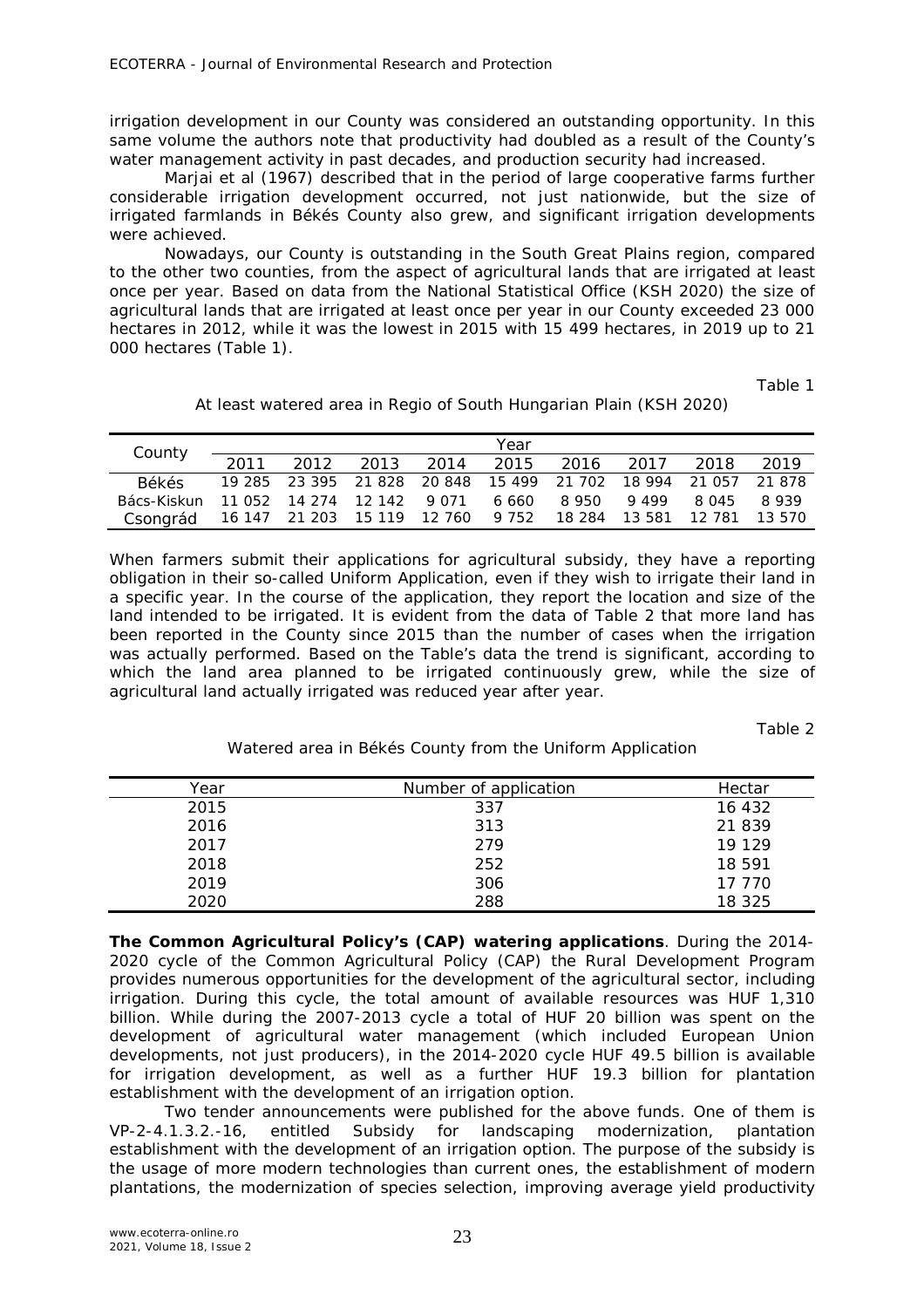irrigation development in our County was considered an outstanding opportunity. In this same volume the authors note that productivity had doubled as a result of the County's water management activity in past decades, and production security had increased.

Marjai et al (1967) described that in the period of large cooperative farms further considerable irrigation development occurred, not just nationwide, but the size of irrigated farmlands in Békés County also grew, and significant irrigation developments were achieved.

Nowadays, our County is outstanding in the South Great Plains region, compared to the other two counties, from the aspect of agricultural lands that are irrigated at least once per year. Based on data from the National Statistical Office (KSH 2020) the size of agricultural lands that are irrigated at least once per year in our County exceeded 23 000 hectares in 2012, while it was the lowest in 2015 with 15 499 hectares, in 2019 up to 21 000 hectares (Table 1).

Table 1

At least watered area in Regio of South Hungarian Plain (KSH 2020)

| County | Year | | | | | | | | |
|---|---|---|---|---|---|---|---|---|---|
| | 2011 | 2012 | 2013 | 2014 | 2015 | 2016 | 2017 | 2018 | 2019 |
| Békés | 19 285 | 23 395 | 21 828 | 20 848 | 15 499 | 21 702 | 18 994 | 21 057 | 21 878 |
| Bács-Kiskun | 11 052 | 14 274 | 12 142 | 9 071 | 6 660 | 8 950 | 9 499 | 8 045 | 8 939 |
| Csongrád | 16 147 | 21 203 | 15 119 | 12 760 | 9 752 | 18 284 | 13 581 | 12 781 | 13 570 |

When farmers submit their applications for agricultural subsidy, they have a reporting obligation in their so-called Uniform Application, even if they wish to irrigate their land in a specific year. In the course of the application, they report the location and size of the land intended to be irrigated. It is evident from the data of Table 2 that more land has been reported in the County since 2015 than the number of cases when the irrigation was actually performed. Based on the Table's data the trend is significant, according to which the land area planned to be irrigated continuously grew, while the size of agricultural land actually irrigated was reduced year after year.

Table 2

Watered area in Békés County from the Uniform Application

| Year | Number of application | Hectar |
|---|---|---|
| 2015 | 337 | 16 432 |
| 2016 | 313 | 21 839 |
| 2017 | 279 | 19 129 |
| 2018 | 252 | 18 591 |
| 2019 | 306 | 17 770 |
| 2020 | 288 | 18 325 |

**The Common Agricultural Policy's (CAP) watering applications**. During the 2014-2020 cycle of the Common Agricultural Policy (CAP) the Rural Development Program provides numerous opportunities for the development of the agricultural sector, including irrigation. During this cycle, the total amount of available resources was HUF 1,310 billion. While during the 2007-2013 cycle a total of HUF 20 billion was spent on the development of agricultural water management (which included European Union developments, not just producers), in the 2014-2020 cycle HUF 49.5 billion is available for irrigation development, as well as a further HUF 19.3 billion for plantation establishment with the development of an irrigation option.

Two tender announcements were published for the above funds. One of them is VP-2-4.1.3.2.-16, entitled Subsidy for landscaping modernization, plantation establishment with the development of an irrigation option. The purpose of the subsidy is the usage of more modern technologies than current ones, the establishment of modern plantations, the modernization of species selection, improving average yield productivity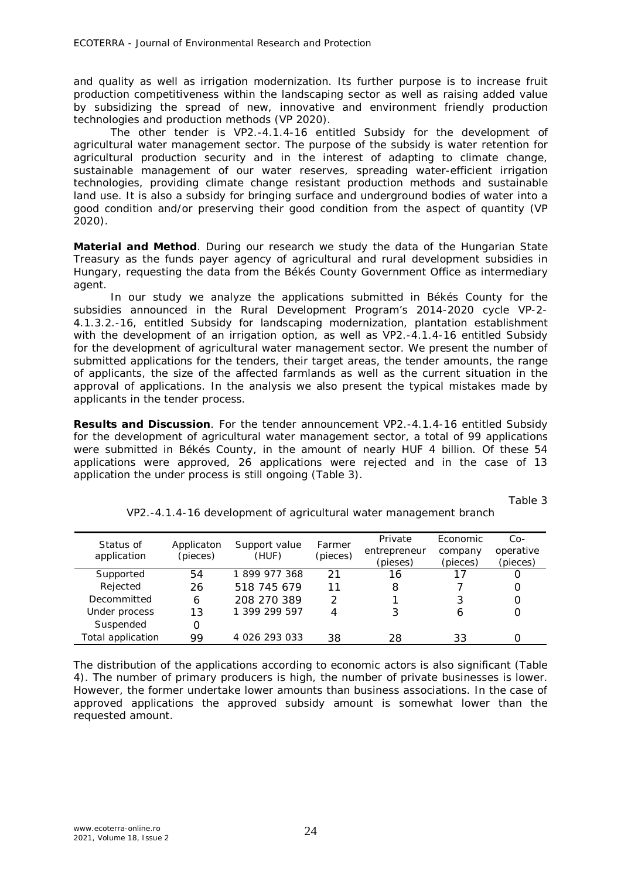and quality as well as irrigation modernization. Its further purpose is to increase fruit production competitiveness within the landscaping sector as well as raising added value by subsidizing the spread of new, innovative and environment friendly production technologies and production methods (VP 2020).

The other tender is VP2.-4.1.4-16 entitled Subsidy for the development of agricultural water management sector. The purpose of the subsidy is water retention for agricultural production security and in the interest of adapting to climate change, sustainable management of our water reserves, spreading water-efficient irrigation technologies, providing climate change resistant production methods and sustainable land use. It is also a subsidy for bringing surface and underground bodies of water into a good condition and/or preserving their good condition from the aspect of quantity (VP 2020).

**Material and Method**. During our research we study the data of the Hungarian State Treasury as the funds payer agency of agricultural and rural development subsidies in Hungary, requesting the data from the Békés County Government Office as intermediary agent.

In our study we analyze the applications submitted in Békés County for the subsidies announced in the Rural Development Program's 2014-2020 cycle VP-2-4.1.3.2.-16, entitled Subsidy for landscaping modernization, plantation establishment with the development of an irrigation option, as well as VP2.-4.1.4-16 entitled Subsidy for the development of agricultural water management sector. We present the number of submitted applications for the tenders, their target areas, the tender amounts, the range of applicants, the size of the affected farmlands as well as the current situation in the approval of applications. In the analysis we also present the typical mistakes made by applicants in the tender process.

**Results and Discussion**. For the tender announcement VP2.-4.1.4-16 entitled Subsidy for the development of agricultural water management sector, a total of 99 applications were submitted in Békés County, in the amount of nearly HUF 4 billion. Of these 54 applications were approved, 26 applications were rejected and in the case of 13 application the under process is still ongoing (Table 3).

Table 3

VP2.-4.1.4-16 development of agricultural water management branch

| Status of application | Applicaton (pieces) | Support value (HUF) | Farmer (pieces) | Private entrepreneur (pieses) | Economic company (pieces) | Co-operative (pieces) |
|---|---|---|---|---|---|---|
| Supported | 54 | 1 899 977 368 | 21 | 16 | 17 | 0 |
| Rejected | 26 | 518 745 679 | 11 | 8 | 7 | 0 |
| Decommitted | 6 | 208 270 389 | 2 | 1 | 3 | 0 |
| Under process | 13 | 1 399 299 597 | 4 | 3 | 6 | 0 |
| Suspended | 0 | | | | | |
| Total application | 99 | 4 026 293 033 | 38 | 28 | 33 | 0 |

The distribution of the applications according to economic actors is also significant (Table 4). The number of primary producers is high, the number of private businesses is lower. However, the former undertake lower amounts than business associations. In the case of approved applications the approved subsidy amount is somewhat lower than the requested amount.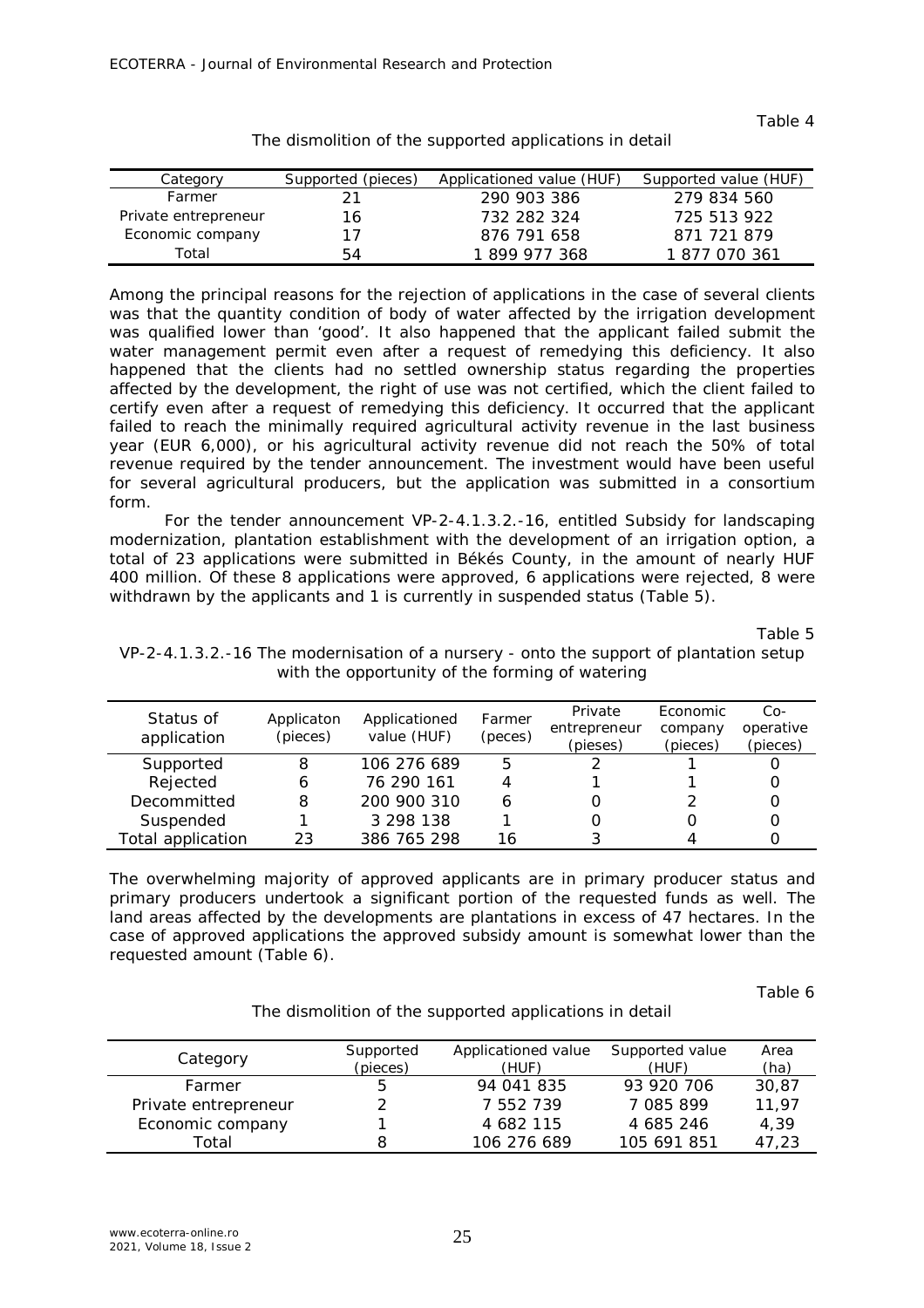Table 4

The dismolition of the supported applications in detail

| Category | Supported (pieces) | Applicationed value (HUF) | Supported value (HUF) |
|---|---|---|---|
| Farmer | 21 | 290 903 386 | 279 834 560 |
| Private entrepreneur | 16 | 732 282 324 | 725 513 922 |
| Economic company | 17 | 876 791 658 | 871 721 879 |
| Total | 54 | 1 899 977 368 | 1 877 070 361 |

Among the principal reasons for the rejection of applications in the case of several clients was that the quantity condition of body of water affected by the irrigation development was qualified lower than 'good'. It also happened that the applicant failed submit the water management permit even after a request of remedying this deficiency. It also happened that the clients had no settled ownership status regarding the properties affected by the development, the right of use was not certified, which the client failed to certify even after a request of remedying this deficiency. It occurred that the applicant failed to reach the minimally required agricultural activity revenue in the last business year (EUR 6,000), or his agricultural activity revenue did not reach the 50% of total revenue required by the tender announcement. The investment would have been useful for several agricultural producers, but the application was submitted in a consortium form.

For the tender announcement VP-2-4.1.3.2.-16, entitled Subsidy for landscaping modernization, plantation establishment with the development of an irrigation option, a total of 23 applications were submitted in Békés County, in the amount of nearly HUF 400 million. Of these 8 applications were approved, 6 applications were rejected, 8 were withdrawn by the applicants and 1 is currently in suspended status (Table 5).

Table 5

VP-2-4.1.3.2.-16 The modernisation of a nursery - onto the support of plantation setup with the opportunity of the forming of watering

| Status of application | Applicaton (pieces) | Applicationed value (HUF) | Farmer (peces) | Private entrepreneur (pieses) | Economic company (pieces) | Co-operative (pieces) |
|---|---|---|---|---|---|---|
| Supported | 8 | 106 276 689 | 5 | 2 | 1 | 0 |
| Rejected | 6 | 76 290 161 | 4 | 1 | 1 | 0 |
| Decommitted | 8 | 200 900 310 | 6 | 0 | 2 | 0 |
| Suspended | 1 | 3 298 138 | 1 | 0 | 0 | 0 |
| Total application | 23 | 386 765 298 | 16 | 3 | 4 | 0 |

The overwhelming majority of approved applicants are in primary producer status and primary producers undertook a significant portion of the requested funds as well. The land areas affected by the developments are plantations in excess of 47 hectares. In the case of approved applications the approved subsidy amount is somewhat lower than the requested amount (Table 6).

Table 6

The dismolition of the supported applications in detail

| Category | Supported (pieces) | Applicationed value (HUF) | Supported value (HUF) | Area (ha) |
|---|---|---|---|---|
| Farmer | 5 | 94 041 835 | 93 920 706 | 30,87 |
| Private entrepreneur | 2 | 7 552 739 | 7 085 899 | 11,97 |
| Economic company | 1 | 4 682 115 | 4 685 246 | 4,39 |
| Total | 8 | 106 276 689 | 105 691 851 | 47,23 |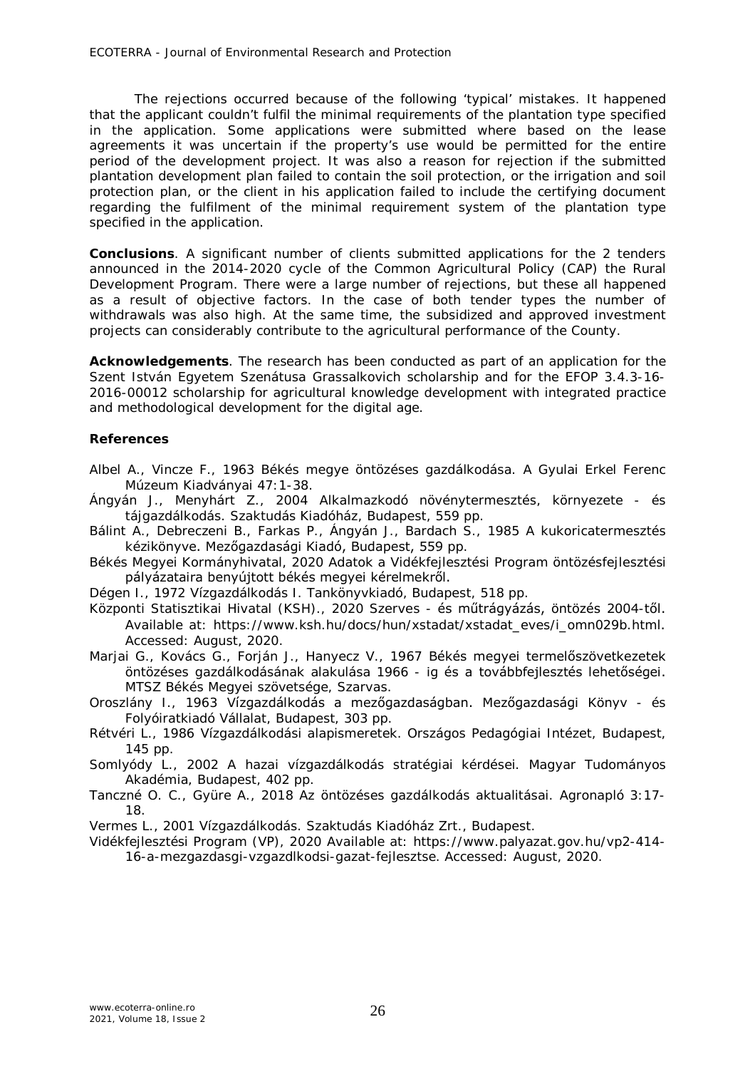The rejections occurred because of the following 'typical' mistakes. It happened that the applicant couldn't fulfil the minimal requirements of the plantation type specified in the application. Some applications were submitted where based on the lease agreements it was uncertain if the property's use would be permitted for the entire period of the development project. It was also a reason for rejection if the submitted plantation development plan failed to contain the soil protection, or the irrigation and soil protection plan, or the client in his application failed to include the certifying document regarding the fulfilment of the minimal requirement system of the plantation type specified in the application.

**Conclusions**. A significant number of clients submitted applications for the 2 tenders announced in the 2014-2020 cycle of the Common Agricultural Policy (CAP) the Rural Development Program. There were a large number of rejections, but these all happened as a result of objective factors. In the case of both tender types the number of withdrawals was also high. At the same time, the subsidized and approved investment projects can considerably contribute to the agricultural performance of the County.

**Acknowledgements**. The research has been conducted as part of an application for the Szent István Egyetem Szenátusa Grassalkovich scholarship and for the EFOP 3.4.3-16-2016-00012 scholarship for agricultural knowledge development with integrated practice and methodological development for the digital age.

**References**

Albel A., Vincze F., 1963 Békés megye öntözéses gazdálkodása. A Gyulai Erkel Ferenc Múzeum Kiadványai 47:1-38.

Ángyán J., Menyhárt Z., 2004 Alkalmazkodó növénytermesztés, környezete - és tájgazdálkodás. Szaktudás Kiadóház, Budapest, 559 pp.

Bálint A., Debreczeni B., Farkas P., Ángyán J., Bardach S., 1985 A kukoricatermesztés kézikönyve. Mezőgazdasági Kiadó, Budapest, 559 pp.

Békés Megyei Kormányhivatal, 2020 Adatok a Vidékfejlesztési Program öntözésfejlesztési pályázataira benyújtott békés megyei kérelmekről.

Dégen I., 1972 Vízgazdálkodás I. Tankönyvkiadó, Budapest, 518 pp.

Központi Statisztikai Hivatal (KSH)., 2020 Szerves - és műtrágyázás, öntözés 2004-től. Available at: https://www.ksh.hu/docs/hun/xstadat/xstadat_eves/i_omn029b.html. Accessed: August, 2020.

Marjai G., Kovács G., Forján J., Hanyecz V., 1967 Békés megyei termelőszövetkezetek öntözéses gazdálkodásának alakulása 1966 - ig és a továbbfejlesztés lehetőségei. MTSZ Békés Megyei szövetsége, Szarvas.

Oroszlány I., 1963 Vízgazdálkodás a mezőgazdaságban. Mezőgazdasági Könyv - és Folyóiratkiadó Vállalat, Budapest, 303 pp.

Rétvéri L., 1986 Vízgazdálkodási alapismeretek. Országos Pedagógiai Intézet, Budapest, 145 pp.

Somlyódy L., 2002 A hazai vízgazdálkodás stratégiai kérdései. Magyar Tudományos Akadémia, Budapest, 402 pp.

Tanczné O. C., Gyüre A., 2018 Az öntözéses gazdálkodás aktualitásai. Agronapló 3:17-18.

Vermes L., 2001 Vízgazdálkodás. Szaktudás Kiadóház Zrt., Budapest.

Vidékfejlesztési Program (VP), 2020 Available at: https://www.palyazat.gov.hu/vp2-414-16-a-mezgazdasgi-vzgazdlkodsi-gazat-fejlesztse. Accessed: August, 2020.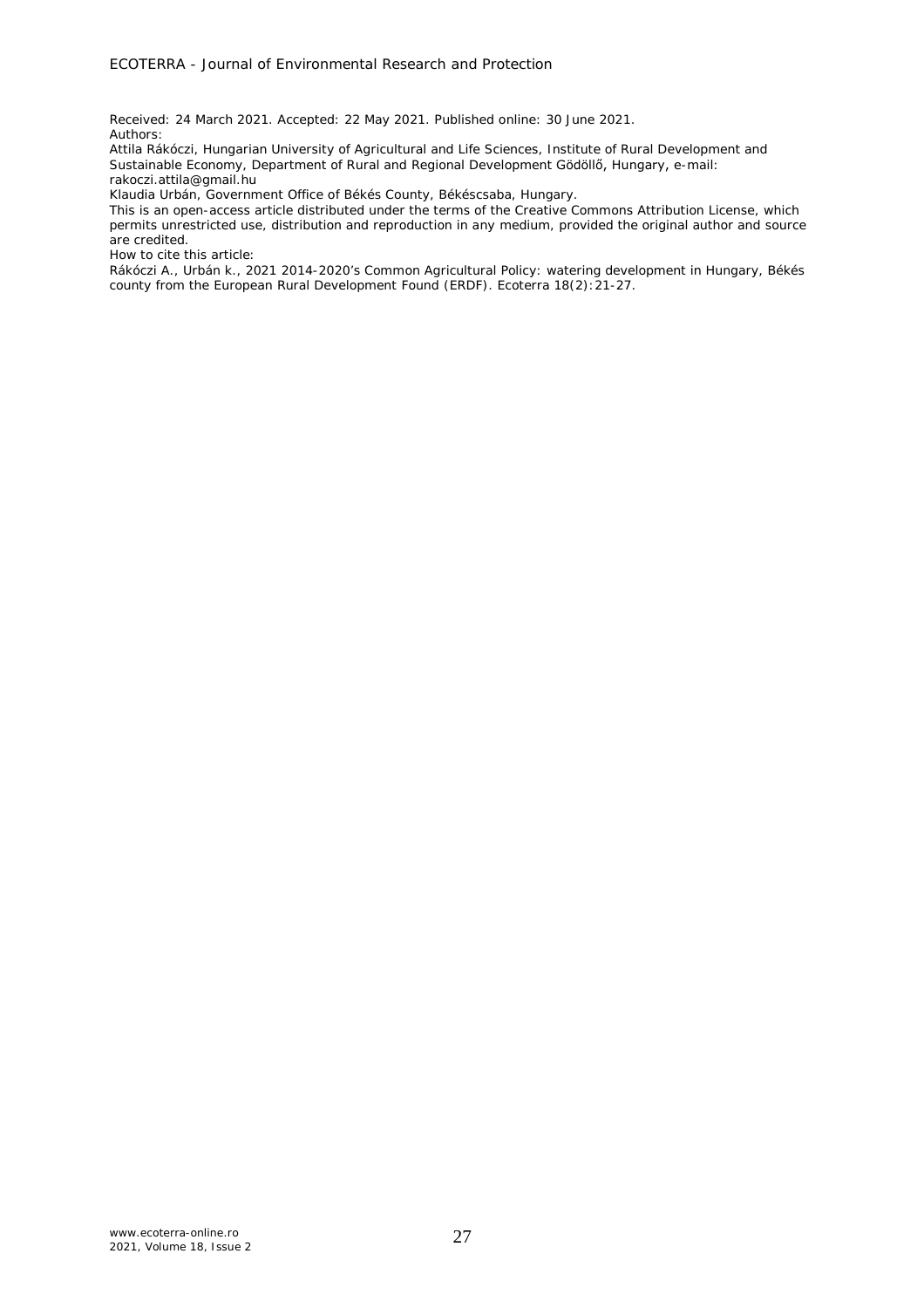Received: 24 March 2021. Accepted: 22 May 2021. Published online: 30 June 2021.
Authors:
Attila Rákóczi, Hungarian University of Agricultural and Life Sciences, Institute of Rural Development and Sustainable Economy, Department of Rural and Regional Development Gödöllő, Hungary, e-mail: rakoczi.attila@gmail.hu
Klaudia Urbán, Government Office of Békés County, Békéscsaba, Hungary.
This is an open-access article distributed under the terms of the Creative Commons Attribution License, which permits unrestricted use, distribution and reproduction in any medium, provided the original author and source are credited.
How to cite this article:
Rákóczi A., Urbán k., 2021 2014-2020's Common Agricultural Policy: watering development in Hungary, Békés county from the European Rural Development Found (ERDF). Ecoterra 18(2):21-27.